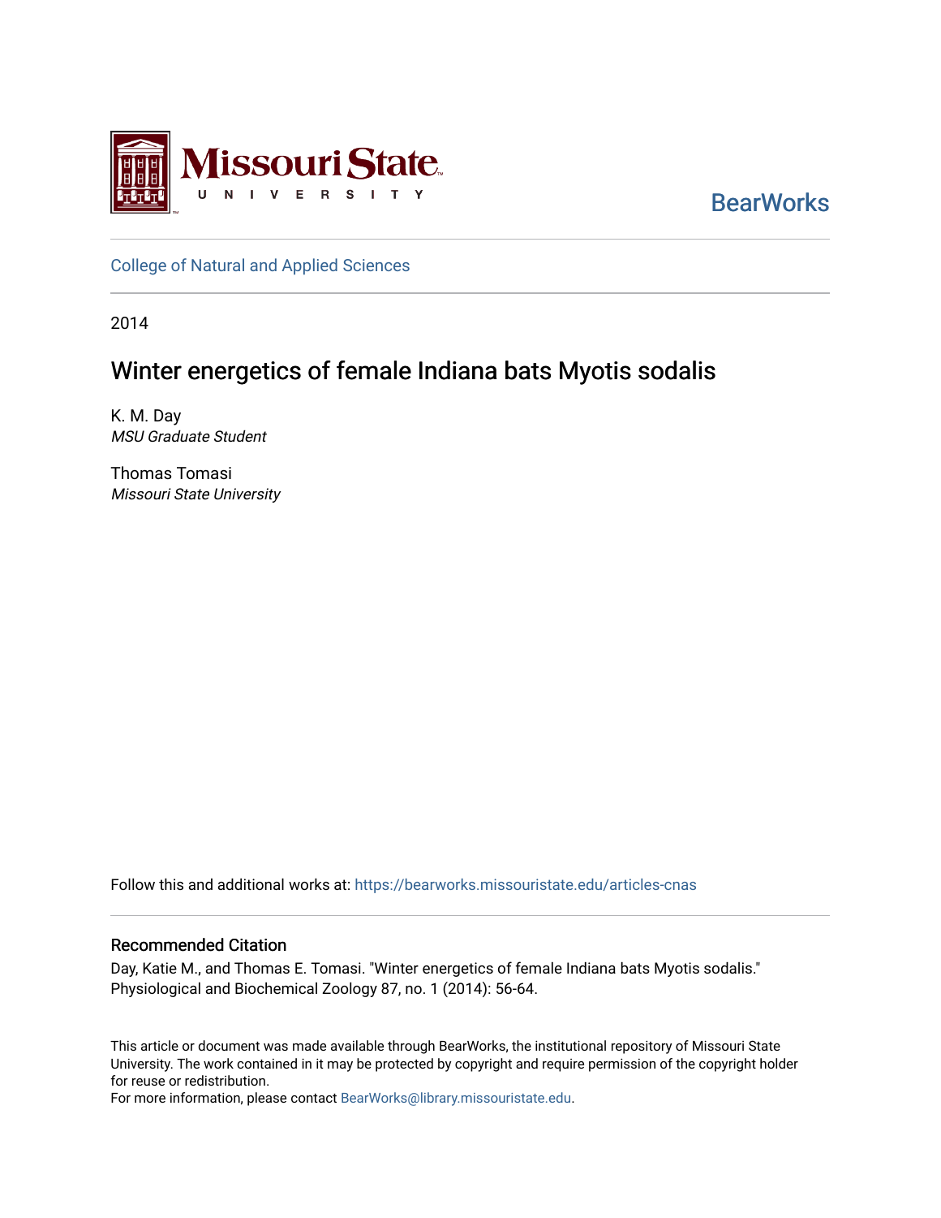Missouri State University

BearWorks

College of Natural and Applied Sciences

2014

# Winter energetics of female Indiana bats Myotis sodalis

K. M. Day
*MSU Graduate Student*

Thomas Tomasi
*Missouri State University*

Follow this and additional works at: https://bearworks.missouristate.edu/articles-cnas

## Recommended Citation

Day, Katie M., and Thomas E. Tomasi. "Winter energetics of female Indiana bats Myotis sodalis." Physiological and Biochemical Zoology 87, no. 1 (2014): 56-64.

This article or document was made available through BearWorks, the institutional repository of Missouri State University. The work contained in it may be protected by copyright and require permission of the copyright holder for reuse or redistribution.

For more information, please contact BearWorks@library.missouristate.edu.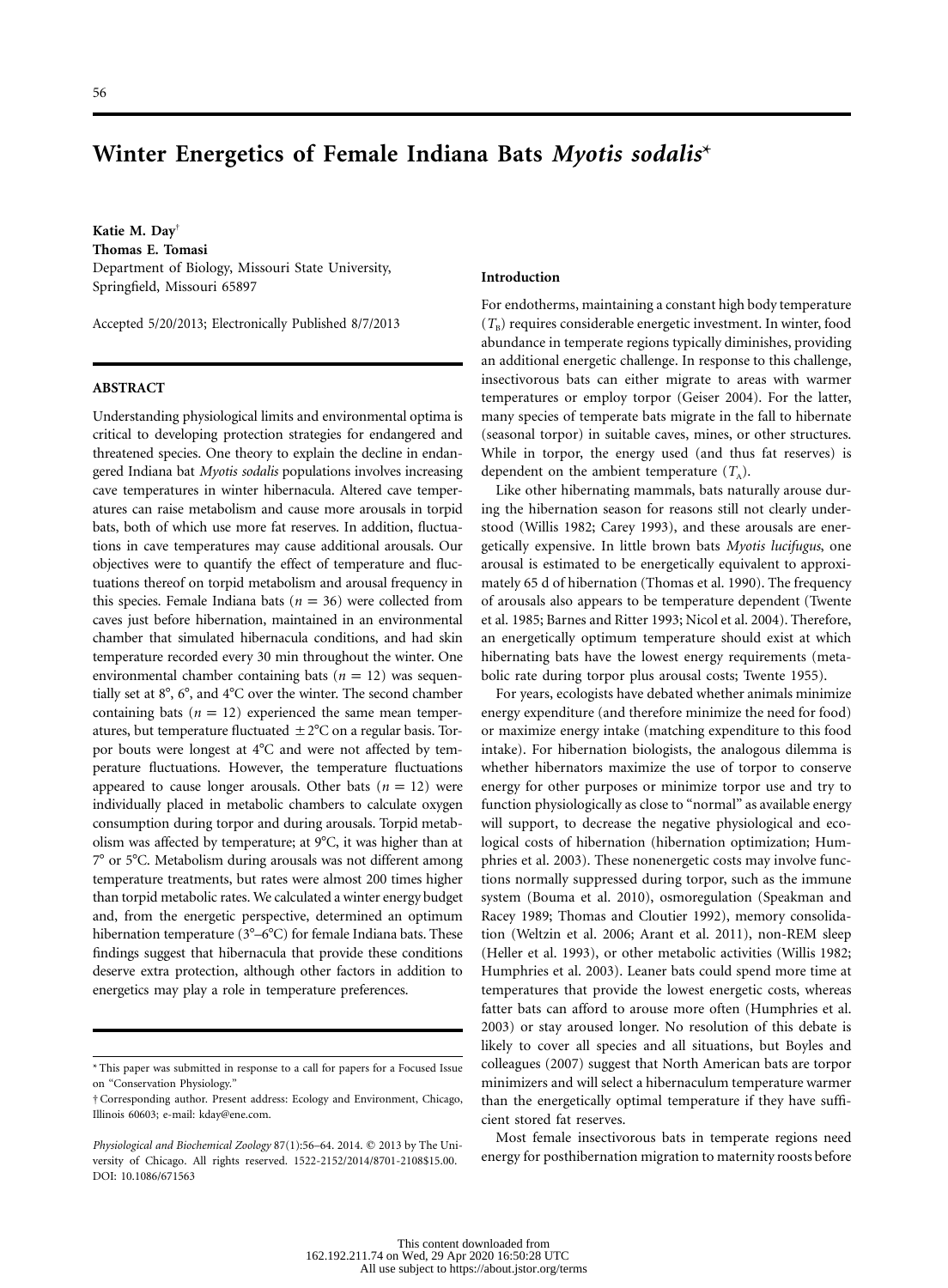# Winter Energetics of Female Indiana Bats *Myotis sodalis**

**Katie M. Day**[†]
**Thomas E. Tomasi**
Department of Biology, Missouri State University, Springfield, Missouri 65897

Accepted 5/20/2013; Electronically Published 8/7/2013

## ABSTRACT

Understanding physiological limits and environmental optima is critical to developing protection strategies for endangered and threatened species. One theory to explain the decline in endangered Indiana bat *Myotis sodalis* populations involves increasing cave temperatures in winter hibernacula. Altered cave temperatures can raise metabolism and cause more arousals in torpid bats, both of which use more fat reserves. In addition, fluctuations in cave temperatures may cause additional arousals. Our objectives were to quantify the effect of temperature and fluctuations thereof on torpid metabolism and arousal frequency in this species. Female Indiana bats ($n = 36$) were collected from caves just before hibernation, maintained in an environmental chamber that simulated hibernacula conditions, and had skin temperature recorded every 30 min throughout the winter. One environmental chamber containing bats ($n = 12$) was sequentially set at 8°, 6°, and 4°C over the winter. The second chamber containing bats ($n = 12$) experienced the same mean temperatures, but temperature fluctuated $\pm 2$°C on a regular basis. Torpor bouts were longest at 4°C and were not affected by temperature fluctuations. However, the temperature fluctuations appeared to cause longer arousals. Other bats ($n = 12$) were individually placed in metabolic chambers to calculate oxygen consumption during torpor and during arousals. Torpid metabolism was affected by temperature; at 9°C, it was higher than at 7° or 5°C. Metabolism during arousals was not different among temperature treatments, but rates were almost 200 times higher than torpid metabolic rates. We calculated a winter energy budget and, from the energetic perspective, determined an optimum hibernation temperature (3°–6°C) for female Indiana bats. These findings suggest that hibernacula that provide these conditions deserve extra protection, although other factors in addition to energetics may play a role in temperature preferences.

\* This paper was submitted in response to a call for papers for a Focused Issue on "Conservation Physiology."

† Corresponding author. Present address: Ecology and Environment, Chicago, Illinois 60603; e-mail: kday@ene.com.

*Physiological and Biochemical Zoology* 87(1):56–64. 2014. © 2013 by The University of Chicago. All rights reserved. 1522-2152/2014/8701-2108$15.00. DOI: 10.1086/671563

## Introduction

For endotherms, maintaining a constant high body temperature ($T_B$) requires considerable energetic investment. In winter, food abundance in temperate regions typically diminishes, providing an additional energetic challenge. In response to this challenge, insectivorous bats can either migrate to areas with warmer temperatures or employ torpor (Geiser 2004). For the latter, many species of temperate bats migrate in the fall to hibernate (seasonal torpor) in suitable caves, mines, or other structures. While in torpor, the energy used (and thus fat reserves) is dependent on the ambient temperature ($T_A$).

Like other hibernating mammals, bats naturally arouse during the hibernation season for reasons still not clearly understood (Willis 1982; Carey 1993), and these arousals are energetically expensive. In little brown bats *Myotis lucifugus*, one arousal is estimated to be energetically equivalent to approximately 65 d of hibernation (Thomas et al. 1990). The frequency of arousals also appears to be temperature dependent (Twente et al. 1985; Barnes and Ritter 1993; Nicol et al. 2004). Therefore, an energetically optimum temperature should exist at which hibernating bats have the lowest energy requirements (metabolic rate during torpor plus arousal costs; Twente 1955).

For years, ecologists have debated whether animals minimize energy expenditure (and therefore minimize the need for food) or maximize energy intake (matching expenditure to this food intake). For hibernation biologists, the analogous dilemma is whether hibernators maximize the use of torpor to conserve energy for other purposes or minimize torpor use and try to function physiologically as close to "normal" as available energy will support, to decrease the negative physiological and ecological costs of hibernation (hibernation optimization; Humphries et al. 2003). These nonenergetic costs may involve functions normally suppressed during torpor, such as the immune system (Bouma et al. 2010), osmoregulation (Speakman and Racey 1989; Thomas and Cloutier 1992), memory consolidation (Weltzin et al. 2006; Arant et al. 2011), non-REM sleep (Heller et al. 1993), or other metabolic activities (Willis 1982; Humphries et al. 2003). Leaner bats could spend more time at temperatures that provide the lowest energetic costs, whereas fatter bats can afford to arouse more often (Humphries et al. 2003) or stay aroused longer. No resolution of this debate is likely to cover all species and all situations, but Boyles and colleagues (2007) suggest that North American bats are torpor minimizers and will select a hibernaculum temperature warmer than the energetically optimal temperature if they have sufficient stored fat reserves.

Most female insectivorous bats in temperate regions need energy for posthibernation migration to maternity roosts before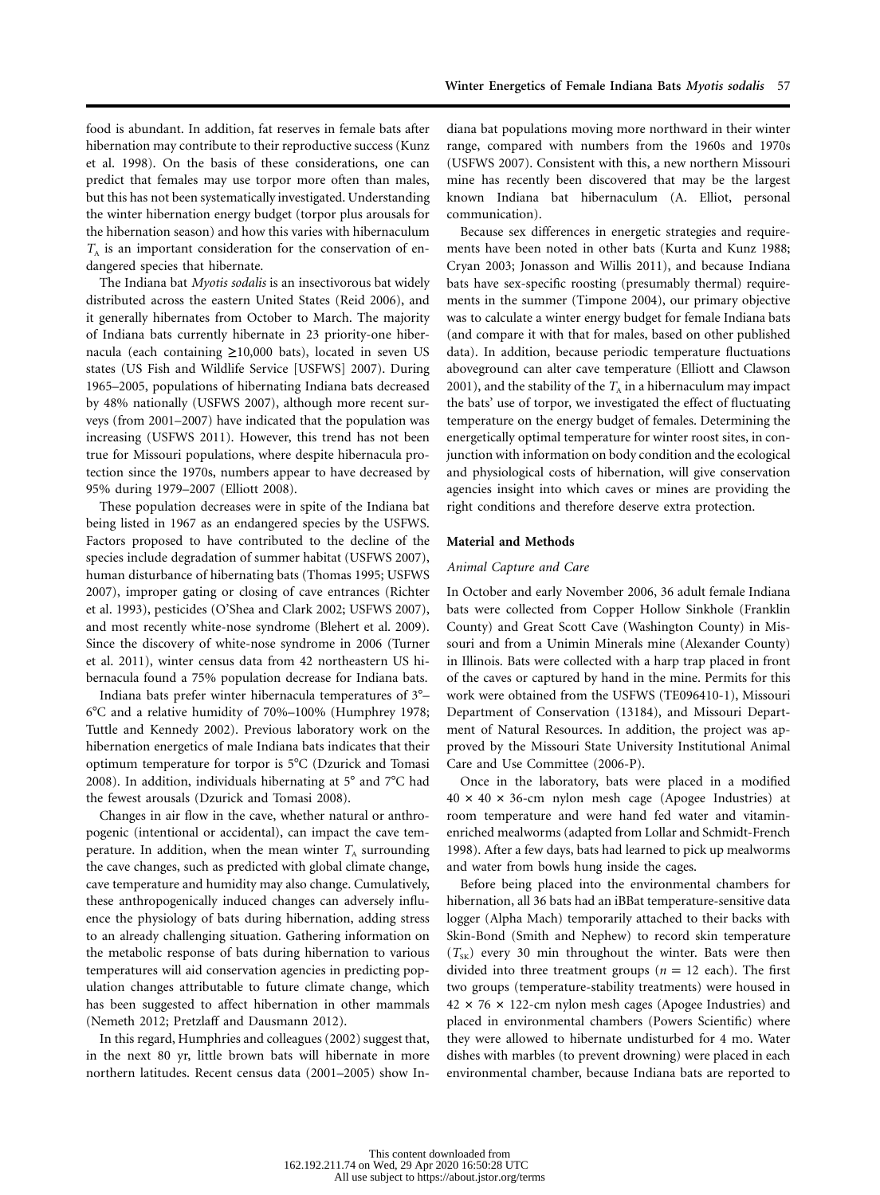food is abundant. In addition, fat reserves in female bats after hibernation may contribute to their reproductive success (Kunz et al. 1998). On the basis of these considerations, one can predict that females may use torpor more often than males, but this has not been systematically investigated. Understanding the winter hibernation energy budget (torpor plus arousals for the hibernation season) and how this varies with hibernaculum $T_A$ is an important consideration for the conservation of endangered species that hibernate.

The Indiana bat *Myotis sodalis* is an insectivorous bat widely distributed across the eastern United States (Reid 2006), and it generally hibernates from October to March. The majority of Indiana bats currently hibernate in 23 priority-one hibernacula (each containing ≥10,000 bats), located in seven US states (US Fish and Wildlife Service [USFWS] 2007). During 1965–2005, populations of hibernating Indiana bats decreased by 48% nationally (USFWS 2007), although more recent surveys (from 2001–2007) have indicated that the population was increasing (USFWS 2011). However, this trend has not been true for Missouri populations, where despite hibernacula protection since the 1970s, numbers appear to have decreased by 95% during 1979–2007 (Elliott 2008).

These population decreases were in spite of the Indiana bat being listed in 1967 as an endangered species by the USFWS. Factors proposed to have contributed to the decline of the species include degradation of summer habitat (USFWS 2007), human disturbance of hibernating bats (Thomas 1995; USFWS 2007), improper gating or closing of cave entrances (Richter et al. 1993), pesticides (O'Shea and Clark 2002; USFWS 2007), and most recently white-nose syndrome (Blehert et al. 2009). Since the discovery of white-nose syndrome in 2006 (Turner et al. 2011), winter census data from 42 northeastern US hibernacula found a 75% population decrease for Indiana bats.

Indiana bats prefer winter hibernacula temperatures of 3°–6°C and a relative humidity of 70%–100% (Humphrey 1978; Tuttle and Kennedy 2002). Previous laboratory work on the hibernation energetics of male Indiana bats indicates that their optimum temperature for torpor is 5°C (Dzurick and Tomasi 2008). In addition, individuals hibernating at 5° and 7°C had the fewest arousals (Dzurick and Tomasi 2008).

Changes in air flow in the cave, whether natural or anthropogenic (intentional or accidental), can impact the cave temperature. In addition, when the mean winter $T_A$ surrounding the cave changes, such as predicted with global climate change, cave temperature and humidity may also change. Cumulatively, these anthropogenically induced changes can adversely influence the physiology of bats during hibernation, adding stress to an already challenging situation. Gathering information on the metabolic response of bats during hibernation to various temperatures will aid conservation agencies in predicting population changes attributable to future climate change, which has been suggested to affect hibernation in other mammals (Nemeth 2012; Pretzlaff and Dausmann 2012).

In this regard, Humphries and colleagues (2002) suggest that, in the next 80 yr, little brown bats will hibernate in more northern latitudes. Recent census data (2001–2005) show Indiana bat populations moving more northward in their winter range, compared with numbers from the 1960s and 1970s (USFWS 2007). Consistent with this, a new northern Missouri mine has recently been discovered that may be the largest known Indiana bat hibernaculum (A. Elliot, personal communication).

Because sex differences in energetic strategies and requirements have been noted in other bats (Kurta and Kunz 1988; Cryan 2003; Jonasson and Willis 2011), and because Indiana bats have sex-specific roosting (presumably thermal) requirements in the summer (Timpone 2004), our primary objective was to calculate a winter energy budget for female Indiana bats (and compare it with that for males, based on other published data). In addition, because periodic temperature fluctuations aboveground can alter cave temperature (Elliott and Clawson 2001), and the stability of the $T_A$ in a hibernaculum may impact the bats' use of torpor, we investigated the effect of fluctuating temperature on the energy budget of females. Determining the energetically optimal temperature for winter roost sites, in conjunction with information on body condition and the ecological and physiological costs of hibernation, will give conservation agencies insight into which caves or mines are providing the right conditions and therefore deserve extra protection.

## Material and Methods

### Animal Capture and Care

In October and early November 2006, 36 adult female Indiana bats were collected from Copper Hollow Sinkhole (Franklin County) and Great Scott Cave (Washington County) in Missouri and from a Unimin Minerals mine (Alexander County) in Illinois. Bats were collected with a harp trap placed in front of the caves or captured by hand in the mine. Permits for this work were obtained from the USFWS (TE096410-1), Missouri Department of Conservation (13184), and Missouri Department of Natural Resources. In addition, the project was approved by the Missouri State University Institutional Animal Care and Use Committee (2006-P).

Once in the laboratory, bats were placed in a modified 40 × 40 × 36-cm nylon mesh cage (Apogee Industries) at room temperature and were hand fed water and vitamin-enriched mealworms (adapted from Lollar and Schmidt-French 1998). After a few days, bats had learned to pick up mealworms and water from bowls hung inside the cages.

Before being placed into the environmental chambers for hibernation, all 36 bats had an iBBat temperature-sensitive data logger (Alpha Mach) temporarily attached to their backs with Skin-Bond (Smith and Nephew) to record skin temperature ($T_{SK}$) every 30 min throughout the winter. Bats were then divided into three treatment groups ($n = 12$ each). The first two groups (temperature-stability treatments) were housed in 42 × 76 × 122-cm nylon mesh cages (Apogee Industries) and placed in environmental chambers (Powers Scientific) where they were allowed to hibernate undisturbed for 4 mo. Water dishes with marbles (to prevent drowning) were placed in each environmental chamber, because Indiana bats are reported to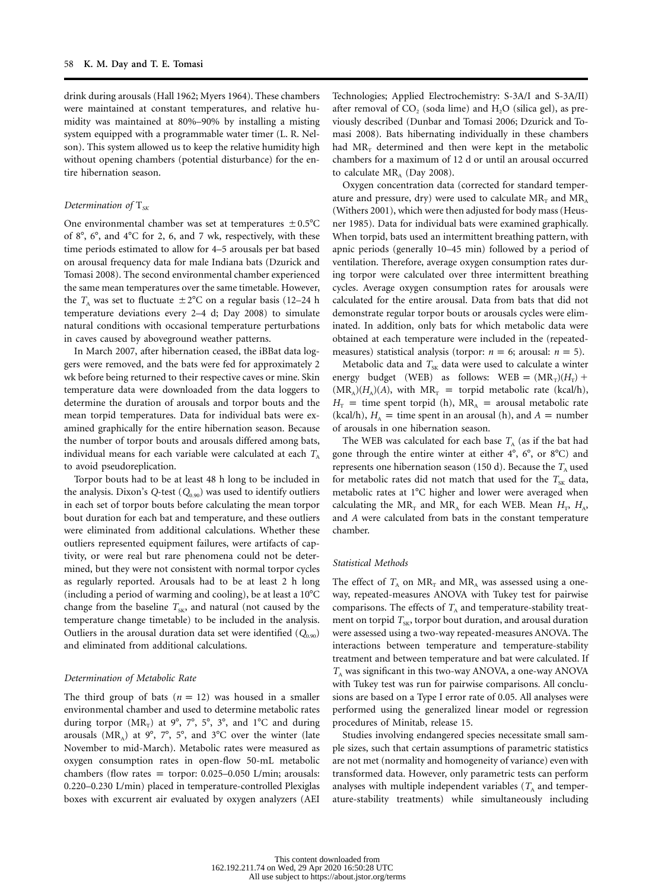drink during arousals (Hall 1962; Myers 1964). These chambers were maintained at constant temperatures, and relative humidity was maintained at 80%–90% by installing a misting system equipped with a programmable water timer (L. R. Nelson). This system allowed us to keep the relative humidity high without opening chambers (potential disturbance) for the entire hibernation season.

### Determination of $T_{SK}$

One environmental chamber was set at temperatures $\pm 0.5°C$ of 8°, 6°, and 4°C for 2, 6, and 7 wk, respectively, with these time periods estimated to allow for 4–5 arousals per bat based on arousal frequency data for male Indiana bats (Dzurick and Tomasi 2008). The second environmental chamber experienced the same mean temperatures over the same timetable. However, the $T_A$ was set to fluctuate $\pm 2°C$ on a regular basis (12–24 h temperature deviations every 2–4 d; Day 2008) to simulate natural conditions with occasional temperature perturbations in caves caused by aboveground weather patterns.

In March 2007, after hibernation ceased, the iBBat data loggers were removed, and the bats were fed for approximately 2 wk before being returned to their respective caves or mine. Skin temperature data were downloaded from the data loggers to determine the duration of arousals and torpor bouts and the mean torpid temperatures. Data for individual bats were examined graphically for the entire hibernation season. Because the number of torpor bouts and arousals differed among bats, individual means for each variable were calculated at each $T_A$ to avoid pseudoreplication.

Torpor bouts had to be at least 48 h long to be included in the analysis. Dixon's $Q$-test ($Q_{0.90}$) was used to identify outliers in each set of torpor bouts before calculating the mean torpor bout duration for each bat and temperature, and these outliers were eliminated from additional calculations. Whether these outliers represented equipment failures, were artifacts of captivity, or were real but rare phenomena could not be determined, but they were not consistent with normal torpor cycles as regularly reported. Arousals had to be at least 2 h long (including a period of warming and cooling), be at least a 10°C change from the baseline $T_{SK}$, and natural (not caused by the temperature change timetable) to be included in the analysis. Outliers in the arousal duration data set were identified ($Q_{0.90}$) and eliminated from additional calculations.

### Determination of Metabolic Rate

The third group of bats ($n = 12$) was housed in a smaller environmental chamber and used to determine metabolic rates during torpor ($MR_T$) at 9°, 7°, 5°, 3°, and 1°C and during arousals ($MR_A$) at 9°, 7°, 5°, and 3°C over the winter (late November to mid-March). Metabolic rates were measured as oxygen consumption rates in open-flow 50-mL metabolic chambers (flow rates = torpor: 0.025–0.050 L/min; arousals: 0.220–0.230 L/min) placed in temperature-controlled Plexiglas boxes with excurrent air evaluated by oxygen analyzers (AEI Technologies; Applied Electrochemistry: S-3A/I and S-3A/II) after removal of $CO_2$ (soda lime) and $H_2O$ (silica gel), as previously described (Dunbar and Tomasi 2006; Dzurick and Tomasi 2008). Bats hibernating individually in these chambers had $MR_T$ determined and then were kept in the metabolic chambers for a maximum of 12 d or until an arousal occurred to calculate $MR_A$ (Day 2008).

Oxygen concentration data (corrected for standard temperature and pressure, dry) were used to calculate $MR_T$ and $MR_A$ (Withers 2001), which were then adjusted for body mass (Heusner 1985). Data for individual bats were examined graphically. When torpid, bats used an intermittent breathing pattern, with apnic periods (generally 10–45 min) followed by a period of ventilation. Therefore, average oxygen consumption rates during torpor were calculated over three intermittent breathing cycles. Average oxygen consumption rates for arousals were calculated for the entire arousal. Data from bats that did not demonstrate regular torpor bouts or arousals cycles were eliminated. In addition, only bats for which metabolic data were obtained at each temperature were included in the (repeated-measures) statistical analysis (torpor: $n = 6$; arousal: $n = 5$).

Metabolic data and $T_{SK}$ data were used to calculate a winter energy budget (WEB) as follows: $\text{WEB} = (MR_T)(H_T) + (MR_A)(H_A)(A)$, with $MR_T$ = torpid metabolic rate (kcal/h), $H_T$ = time spent torpid (h), $MR_A$ = arousal metabolic rate (kcal/h), $H_A$ = time spent in an arousal (h), and $A$ = number of arousals in one hibernation season.

The WEB was calculated for each base $T_A$ (as if the bat had gone through the entire winter at either 4°, 6°, or 8°C) and represents one hibernation season (150 d). Because the $T_A$ used for metabolic rates did not match that used for the $T_{SK}$ data, metabolic rates at 1°C higher and lower were averaged when calculating the $MR_T$ and $MR_A$ for each WEB. Mean $H_T$, $H_A$, and $A$ were calculated from bats in the constant temperature chamber.

### Statistical Methods

The effect of $T_A$ on $MR_T$ and $MR_A$ was assessed using a one-way, repeated-measures ANOVA with Tukey test for pairwise comparisons. The effects of $T_A$ and temperature-stability treatment on torpid $T_{SK}$, torpor bout duration, and arousal duration were assessed using a two-way repeated-measures ANOVA. The interactions between temperature and temperature-stability treatment and between temperature and bat were calculated. If $T_A$ was significant in this two-way ANOVA, a one-way ANOVA with Tukey test was run for pairwise comparisons. All conclusions are based on a Type I error rate of 0.05. All analyses were performed using the generalized linear model or regression procedures of Minitab, release 15.

Studies involving endangered species necessitate small sample sizes, such that certain assumptions of parametric statistics are not met (normality and homogeneity of variance) even with transformed data. However, only parametric tests can perform analyses with multiple independent variables ($T_A$ and temperature-stability treatments) while simultaneously including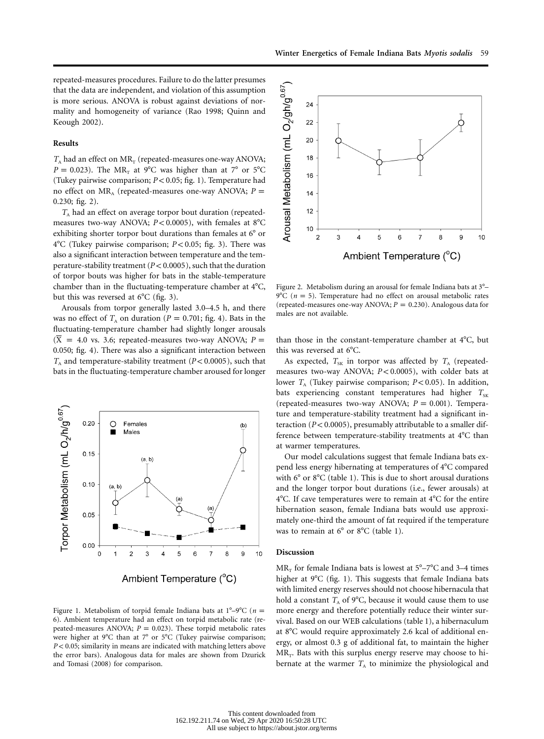repeated-measures procedures. Failure to do the latter presumes that the data are independent, and violation of this assumption is more serious. ANOVA is robust against deviations of normality and homogeneity of variance (Rao 1998; Quinn and Keough 2002).

### Results

$T_A$ had an effect on $MR_T$ (repeated-measures one-way ANOVA; $P = 0.023$). The $MR_T$ at 9°C was higher than at 7° or 5°C (Tukey pairwise comparison; $P < 0.05$; fig. 1). Temperature had no effect on $MR_A$ (repeated-measures one-way ANOVA; $P = 0.230$; fig. 2).

$T_A$ had an effect on average torpor bout duration (repeated-measures two-way ANOVA; $P < 0.0005$), with females at 8°C exhibiting shorter torpor bout durations than females at 6° or 4°C (Tukey pairwise comparison; $P < 0.05$; fig. 3). There was also a significant interaction between temperature and the temperature-stability treatment ($P < 0.0005$), such that the duration of torpor bouts was higher for bats in the stable-temperature chamber than in the fluctuating-temperature chamber at 4°C, but this was reversed at 6°C (fig. 3).

Arousals from torpor generally lasted 3.0–4.5 h, and there was no effect of $T_A$ on duration ($P = 0.701$; fig. 4). Bats in the fluctuating-temperature chamber had slightly longer arousals ($\overline{X} = 4.0$ vs. 3.6; repeated-measures two-way ANOVA; $P = 0.050$; fig. 4). There was also a significant interaction between $T_A$ and temperature-stability treatment ($P < 0.0005$), such that bats in the fluctuating-temperature chamber aroused for longer

Torpor Metabolism (mL O$_2$/h/g$^{0.67}$)

Ambient Temperature (°C)

Females

Males

(a, b)

(a, b)

(a)

(a)

(b)

Figure 1. Metabolism of torpid female Indiana bats at 1°–9°C ($n = 6$). Ambient temperature had an effect on torpid metabolic rate (repeated-measures ANOVA; $P = 0.023$). These torpid metabolic rates were higher at 9°C than at 7° or 5°C (Tukey pairwise comparison; $P < 0.05$; similarity in means are indicated with matching letters above the error bars). Analogous data for males are shown from Dzurick and Tomasi (2008) for comparison.

Arousal Metabolism (mL O$_2$/gh/g$^{0.67}$)

Ambient Temperature (°C)

Figure 2. Metabolism during an arousal for female Indiana bats at 3°–9°C ($n = 5$). Temperature had no effect on arousal metabolic rates (repeated-measures one-way ANOVA; $P = 0.230$). Analogous data for males are not available.

than those in the constant-temperature chamber at 4°C, but this was reversed at 6°C.

As expected, $T_{SK}$ in torpor was affected by $T_A$ (repeated-measures two-way ANOVA; $P < 0.0005$), with colder bats at lower $T_A$ (Tukey pairwise comparison; $P < 0.05$). In addition, bats experiencing constant temperatures had higher $T_{SK}$ (repeated-measures two-way ANOVA; $P = 0.001$). Temperature and temperature-stability treatment had a significant interaction ($P < 0.0005$), presumably attributable to a smaller difference between temperature-stability treatments at 4°C than at warmer temperatures.

Our model calculations suggest that female Indiana bats expend less energy hibernating at temperatures of 4°C compared with 6° or 8°C (table 1). This is due to short arousal durations and the longer torpor bout durations (i.e., fewer arousals) at 4°C. If cave temperatures were to remain at 4°C for the entire hibernation season, female Indiana bats would use approximately one-third the amount of fat required if the temperature was to remain at 6° or 8°C (table 1).

### Discussion

$MR_T$ for female Indiana bats is lowest at 5°–7°C and 3–4 times higher at 9°C (fig. 1). This suggests that female Indiana bats with limited energy reserves should not choose hibernacula that hold a constant $T_A$ of 9°C, because it would cause them to use more energy and therefore potentially reduce their winter survival. Based on our WEB calculations (table 1), a hibernaculum at 8°C would require approximately 2.6 kcal of additional energy, or almost 0.3 g of additional fat, to maintain the higher $MR_T$. Bats with this surplus energy reserve may choose to hibernate at the warmer $T_A$ to minimize the physiological and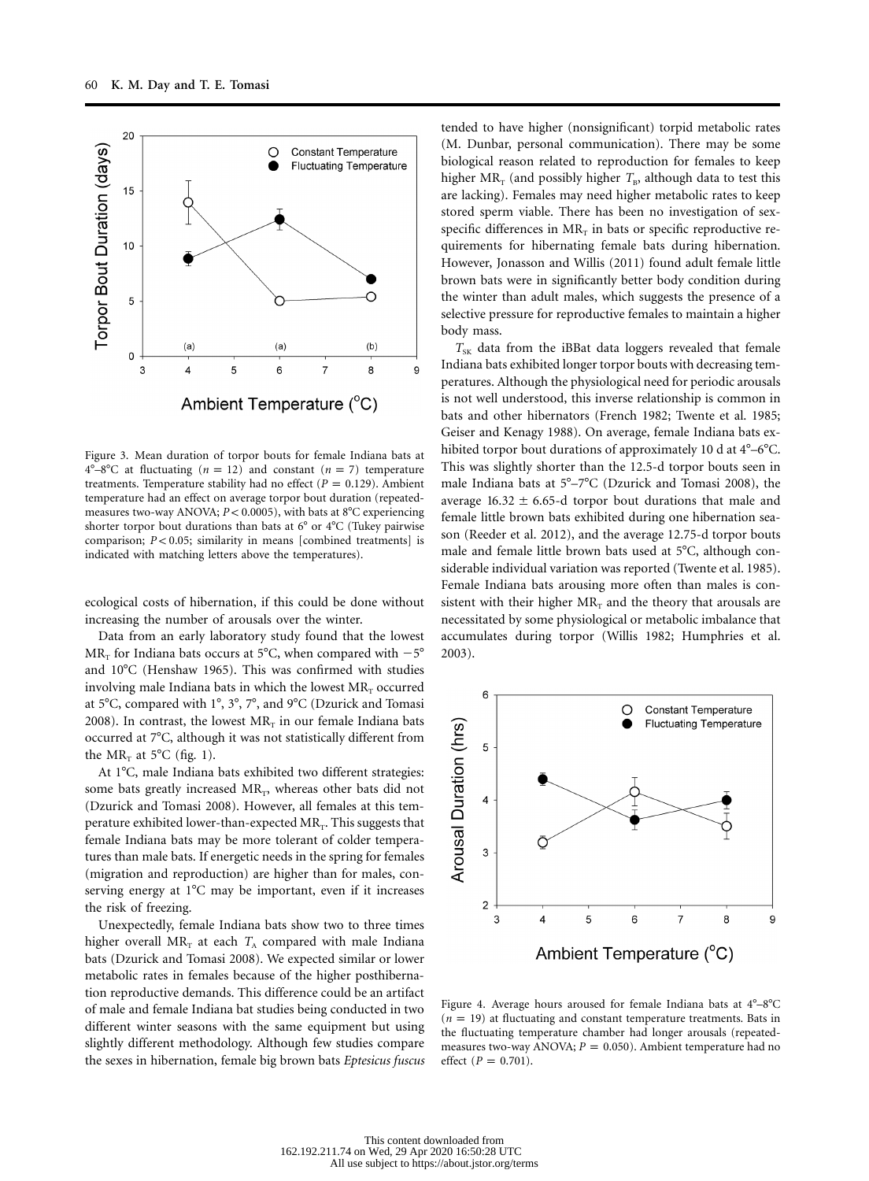Torpor Bout Duration (days)

Constant Temperature

Fluctuating Temperature

20

15

10

5

0

(a) (a) (b)

3 4 5 6 7 8 9

Ambient Temperature (°C)

Figure 3. Mean duration of torpor bouts for female Indiana bats at 4°–8°C at fluctuating ($n = 12$) and constant ($n = 7$) temperature treatments. Temperature stability had no effect ($P = 0.129$). Ambient temperature had an effect on average torpor bout duration (repeated-measures two-way ANOVA; $P < 0.0005$), with bats at 8°C experiencing shorter torpor bout durations than bats at 6° or 4°C (Tukey pairwise comparison; $P < 0.05$; similarity in means [combined treatments] is indicated with matching letters above the temperatures).

ecological costs of hibernation, if this could be done without increasing the number of arousals over the winter.

Data from an early laboratory study found that the lowest $MR_T$ for Indiana bats occurs at 5°C, when compared with −5° and 10°C (Henshaw 1965). This was confirmed with studies involving male Indiana bats in which the lowest $MR_T$ occurred at 5°C, compared with 1°, 3°, 7°, and 9°C (Dzurick and Tomasi 2008). In contrast, the lowest $MR_T$ in our female Indiana bats occurred at 7°C, although it was not statistically different from the $MR_T$ at 5°C (fig. 1).

At 1°C, male Indiana bats exhibited two different strategies: some bats greatly increased $MR_T$, whereas other bats did not (Dzurick and Tomasi 2008). However, all females at this temperature exhibited lower-than-expected $MR_T$. This suggests that female Indiana bats may be more tolerant of colder temperatures than male bats. If energetic needs in the spring for females (migration and reproduction) are higher than for males, conserving energy at 1°C may be important, even if it increases the risk of freezing.

Unexpectedly, female Indiana bats show two to three times higher overall $MR_T$ at each $T_A$ compared with male Indiana bats (Dzurick and Tomasi 2008). We expected similar or lower metabolic rates in females because of the higher posthibernation reproductive demands. This difference could be an artifact of male and female Indiana bat studies being conducted in two different winter seasons with the same equipment but using slightly different methodology. Although few studies compare the sexes in hibernation, female big brown bats *Eptesicus fuscus* tended to have higher (nonsignificant) torpid metabolic rates (M. Dunbar, personal communication). There may be some biological reason related to reproduction for females to keep higher $MR_T$ (and possibly higher $T_B$, although data to test this are lacking). Females may need higher metabolic rates to keep stored sperm viable. There has been no investigation of sex-specific differences in $MR_T$ in bats or specific reproductive requirements for hibernating female bats during hibernation. However, Jonasson and Willis (2011) found adult female little brown bats were in significantly better body condition during the winter than adult males, which suggests the presence of a selective pressure for reproductive females to maintain a higher body mass.

$T_{SK}$ data from the iBBat data loggers revealed that female Indiana bats exhibited longer torpor bouts with decreasing temperatures. Although the physiological need for periodic arousals is not well understood, this inverse relationship is common in bats and other hibernators (French 1982; Twente et al. 1985; Geiser and Kenagy 1988). On average, female Indiana bats exhibited torpor bout durations of approximately 10 d at 4°–6°C. This was slightly shorter than the 12.5-d torpor bouts seen in male Indiana bats at 5°–7°C (Dzurick and Tomasi 2008), the average $16.32 \pm 6.65$-d torpor bout durations that male and female little brown bats exhibited during one hibernation season (Reeder et al. 2012), and the average 12.75-d torpor bouts male and female little brown bats used at 5°C, although considerable individual variation was reported (Twente et al. 1985). Female Indiana bats arousing more often than males is consistent with their higher $MR_T$ and the theory that arousals are necessitated by some physiological or metabolic imbalance that accumulates during torpor (Willis 1982; Humphries et al. 2003).

Arousal Duration (hrs)

Constant Temperature

Fluctuating Temperature

6

5

4

3

2

3 4 5 6 7 8 9

Ambient Temperature (°C)

Figure 4. Average hours aroused for female Indiana bats at 4°–8°C ($n = 19$) at fluctuating and constant temperature treatments. Bats in the fluctuating temperature chamber had longer arousals (repeated-measures two-way ANOVA; $P = 0.050$). Ambient temperature had no effect ($P = 0.701$).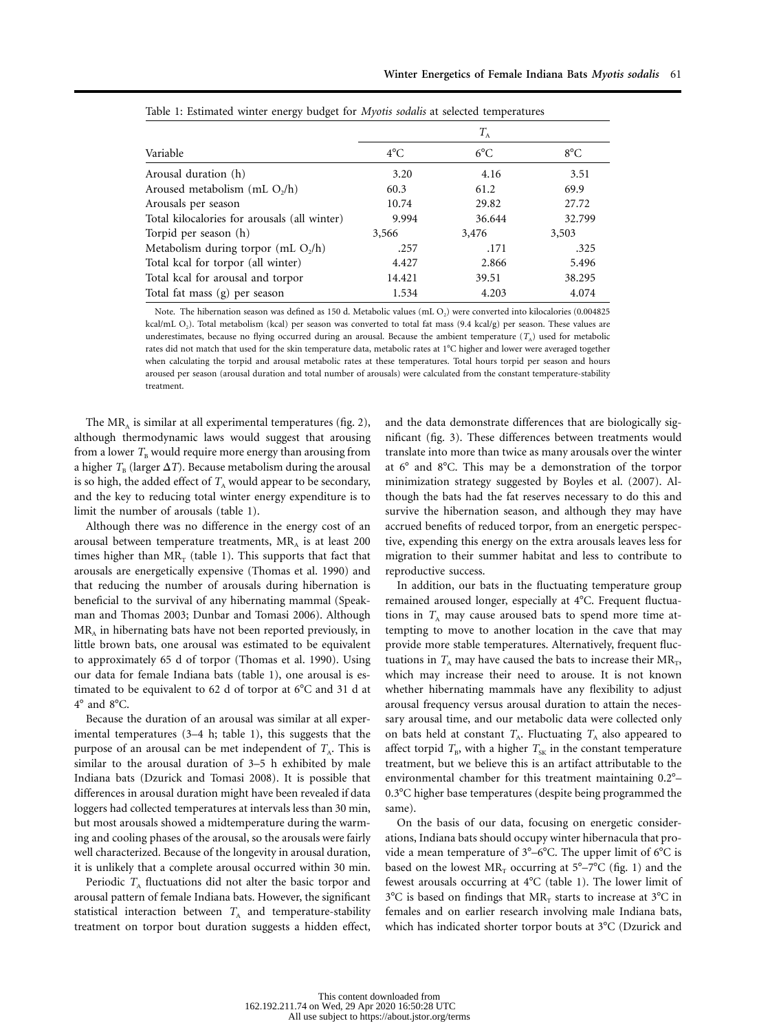Table 1: Estimated winter energy budget for *Myotis sodalis* at selected temperatures

| Variable | $T_A$ | | |
|---|---|---|---|
| | 4°C | 6°C | 8°C |
| Arousal duration (h) | 3.20 | 4.16 | 3.51 |
| Aroused metabolism (mL $O_2$/h) | 60.3 | 61.2 | 69.9 |
| Arousals per season | 10.74 | 29.82 | 27.72 |
| Total kilocalories for arousals (all winter) | 9.994 | 36.644 | 32.799 |
| Torpid per season (h) | 3,566 | 3,476 | 3,503 |
| Metabolism during torpor (mL $O_2$/h) | .257 | .171 | .325 |
| Total kcal for torpor (all winter) | 4.427 | 2.866 | 5.496 |
| Total kcal for arousal and torpor | 14.421 | 39.51 | 38.295 |
| Total fat mass (g) per season | 1.534 | 4.203 | 4.074 |

Note. The hibernation season was defined as 150 d. Metabolic values (mL $O_2$) were converted into kilocalories (0.004825 kcal/mL $O_2$). Total metabolism (kcal) per season was converted to total fat mass (9.4 kcal/g) per season. These values are underestimates, because no flying occurred during an arousal. Because the ambient temperature ($T_A$) used for metabolic rates did not match that used for the skin temperature data, metabolic rates at 1°C higher and lower were averaged together when calculating the torpid and arousal metabolic rates at these temperatures. Total hours torpid per season and hours aroused per season (arousal duration and total number of arousals) were calculated from the constant temperature-stability treatment.

The $MR_A$ is similar at all experimental temperatures (fig. 2), although thermodynamic laws would suggest that arousing from a lower $T_B$ would require more energy than arousing from a higher $T_B$ (larger $\Delta T$). Because metabolism during the arousal is so high, the added effect of $T_A$ would appear to be secondary, and the key to reducing total winter energy expenditure is to limit the number of arousals (table 1).

Although there was no difference in the energy cost of an arousal between temperature treatments, $MR_A$ is at least 200 times higher than $MR_T$ (table 1). This supports that fact that arousals are energetically expensive (Thomas et al. 1990) and that reducing the number of arousals during hibernation is beneficial to the survival of any hibernating mammal (Speakman and Thomas 2003; Dunbar and Tomasi 2006). Although $MR_A$ in hibernating bats have not been reported previously, in little brown bats, one arousal was estimated to be equivalent to approximately 65 d of torpor (Thomas et al. 1990). Using our data for female Indiana bats (table 1), one arousal is estimated to be equivalent to 62 d of torpor at 6°C and 31 d at 4° and 8°C.

Because the duration of an arousal was similar at all experimental temperatures (3–4 h; table 1), this suggests that the purpose of an arousal can be met independent of $T_A$. This is similar to the arousal duration of 3–5 h exhibited by male Indiana bats (Dzurick and Tomasi 2008). It is possible that differences in arousal duration might have been revealed if data loggers had collected temperatures at intervals less than 30 min, but most arousals showed a midtemperature during the warming and cooling phases of the arousal, so the arousals were fairly well characterized. Because of the longevity in arousal duration, it is unlikely that a complete arousal occurred within 30 min.

Periodic $T_A$ fluctuations did not alter the basic torpor and arousal pattern of female Indiana bats. However, the significant statistical interaction between $T_A$ and temperature-stability treatment on torpor bout duration suggests a hidden effect, and the data demonstrate differences that are biologically significant (fig. 3). These differences between treatments would translate into more than twice as many arousals over the winter at 6° and 8°C. This may be a demonstration of the torpor minimization strategy suggested by Boyles et al. (2007). Although the bats had the fat reserves necessary to do this and survive the hibernation season, and although they may have accrued benefits of reduced torpor, from an energetic perspective, expending this energy on the extra arousals leaves less for migration to their summer habitat and less to contribute to reproductive success.

In addition, our bats in the fluctuating temperature group remained aroused longer, especially at 4°C. Frequent fluctuations in $T_A$ may cause aroused bats to spend more time attempting to move to another location in the cave that may provide more stable temperatures. Alternatively, frequent fluctuations in $T_A$ may have caused the bats to increase their $MR_T$, which may increase their need to arouse. It is not known whether hibernating mammals have any flexibility to adjust arousal frequency versus arousal duration to attain the necessary arousal time, and our metabolic data were collected only on bats held at constant $T_A$. Fluctuating $T_A$ also appeared to affect torpid $T_B$, with a higher $T_{SK}$ in the constant temperature treatment, but we believe this is an artifact attributable to the environmental chamber for this treatment maintaining 0.2°–0.3°C higher base temperatures (despite being programmed the same).

On the basis of our data, focusing on energetic considerations, Indiana bats should occupy winter hibernacula that provide a mean temperature of 3°–6°C. The upper limit of 6°C is based on the lowest $MR_T$ occurring at 5°–7°C (fig. 1) and the fewest arousals occurring at 4°C (table 1). The lower limit of 3°C is based on findings that $MR_T$ starts to increase at 3°C in females and on earlier research involving male Indiana bats, which has indicated shorter torpor bouts at 3°C (Dzurick and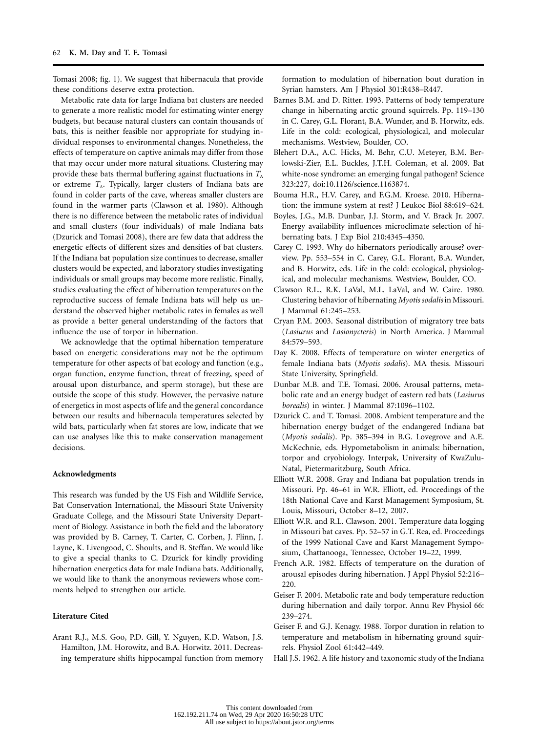Tomasi 2008; fig. 1). We suggest that hibernacula that provide these conditions deserve extra protection.

Metabolic rate data for large Indiana bat clusters are needed to generate a more realistic model for estimating winter energy budgets, but because natural clusters can contain thousands of bats, this is neither feasible nor appropriate for studying individual responses to environmental changes. Nonetheless, the effects of temperature on captive animals may differ from those that may occur under more natural situations. Clustering may provide these bats thermal buffering against fluctuations in $T_A$ or extreme $T_A$. Typically, larger clusters of Indiana bats are found in colder parts of the cave, whereas smaller clusters are found in the warmer parts (Clawson et al. 1980). Although there is no difference between the metabolic rates of individual and small clusters (four individuals) of male Indiana bats (Dzurick and Tomasi 2008), there are few data that address the energetic effects of different sizes and densities of bat clusters. If the Indiana bat population size continues to decrease, smaller clusters would be expected, and laboratory studies investigating individuals or small groups may become more realistic. Finally, studies evaluating the effect of hibernation temperatures on the reproductive success of female Indiana bats will help us understand the observed higher metabolic rates in females as well as provide a better general understanding of the factors that influence the use of torpor in hibernation.

We acknowledge that the optimal hibernation temperature based on energetic considerations may not be the optimum temperature for other aspects of bat ecology and function (e.g., organ function, enzyme function, threat of freezing, speed of arousal upon disturbance, and sperm storage), but these are outside the scope of this study. However, the pervasive nature of energetics in most aspects of life and the general concordance between our results and hibernacula temperatures selected by wild bats, particularly when fat stores are low, indicate that we can use analyses like this to make conservation management decisions.

#### Acknowledgments

This research was funded by the US Fish and Wildlife Service, Bat Conservation International, the Missouri State University Graduate College, and the Missouri State University Department of Biology. Assistance in both the field and the laboratory was provided by B. Carney, T. Carter, C. Corben, J. Flinn, J. Layne, K. Livengood, C. Shoults, and B. Steffan. We would like to give a special thanks to C. Dzurick for kindly providing hibernation energetics data for male Indiana bats. Additionally, we would like to thank the anonymous reviewers whose comments helped to strengthen our article.

#### Literature Cited

Arant R.J., M.S. Goo, P.D. Gill, Y. Nguyen, K.D. Watson, J.S. Hamilton, J.M. Horowitz, and B.A. Horwitz. 2011. Decreasing temperature shifts hippocampal function from memory formation to modulation of hibernation bout duration in Syrian hamsters. Am J Physiol 301:R438–R447.

Barnes B.M. and D. Ritter. 1993. Patterns of body temperature change in hibernating arctic ground squirrels. Pp. 119–130 in C. Carey, G.L. Florant, B.A. Wunder, and B. Horwitz, eds. Life in the cold: ecological, physiological, and molecular mechanisms. Westview, Boulder, CO.

Blehert D.A., A.C. Hicks, M. Behr, C.U. Meteyer, B.M. Berlowski-Zier, E.L. Buckles, J.T.H. Coleman, et al. 2009. Bat white-nose syndrome: an emerging fungal pathogen? Science 323:227, doi:10.1126/science.1163874.

Bouma H.R., H.V. Carey, and F.G.M. Kroese. 2010. Hibernation: the immune system at rest? J Leukoc Biol 88:619–624.

Boyles, J.G., M.B. Dunbar, J.J. Storm, and V. Brack Jr. 2007. Energy availability influences microclimate selection of hibernating bats. J Exp Biol 210:4345–4350.

Carey C. 1993. Why do hibernators periodically arouse? overview. Pp. 553–554 in C. Carey, G.L. Florant, B.A. Wunder, and B. Horwitz, eds. Life in the cold: ecological, physiological, and molecular mechanisms. Westview, Boulder, CO.

Clawson R.L., R.K. LaVal, M.L. LaVal, and W. Caire. 1980. Clustering behavior of hibernating *Myotis sodalis* in Missouri. J Mammal 61:245–253.

Cryan P.M. 2003. Seasonal distribution of migratory tree bats (*Lasiurus* and *Lasionycteris*) in North America. J Mammal 84:579–593.

Day K. 2008. Effects of temperature on winter energetics of female Indiana bats (*Myotis sodalis*). MA thesis. Missouri State University, Springfield.

Dunbar M.B. and T.E. Tomasi. 2006. Arousal patterns, metabolic rate and an energy budget of eastern red bats (*Lasiurus borealis*) in winter. J Mammal 87:1096–1102.

Dzurick C. and T. Tomasi. 2008. Ambient temperature and the hibernation energy budget of the endangered Indiana bat (*Myotis sodalis*). Pp. 385–394 in B.G. Lovegrove and A.E. McKechnie, eds. Hypometabolism in animals: hibernation, torpor and cryobiology. Interpak, University of KwaZulu-Natal, Pietermaritzburg, South Africa.

Elliott W.R. 2008. Gray and Indiana bat population trends in Missouri. Pp. 46–61 in W.R. Elliott, ed. Proceedings of the 18th National Cave and Karst Management Symposium, St. Louis, Missouri, October 8–12, 2007.

Elliott W.R. and R.L. Clawson. 2001. Temperature data logging in Missouri bat caves. Pp. 52–57 in G.T. Rea, ed. Proceedings of the 1999 National Cave and Karst Management Symposium, Chattanooga, Tennessee, October 19–22, 1999.

French A.R. 1982. Effects of temperature on the duration of arousal episodes during hibernation. J Appl Physiol 52:216–220.

Geiser F. 2004. Metabolic rate and body temperature reduction during hibernation and daily torpor. Annu Rev Physiol 66: 239–274.

Geiser F. and G.J. Kenagy. 1988. Torpor duration in relation to temperature and metabolism in hibernating ground squirrels. Physiol Zool 61:442–449.

Hall J.S. 1962. A life history and taxonomic study of the Indiana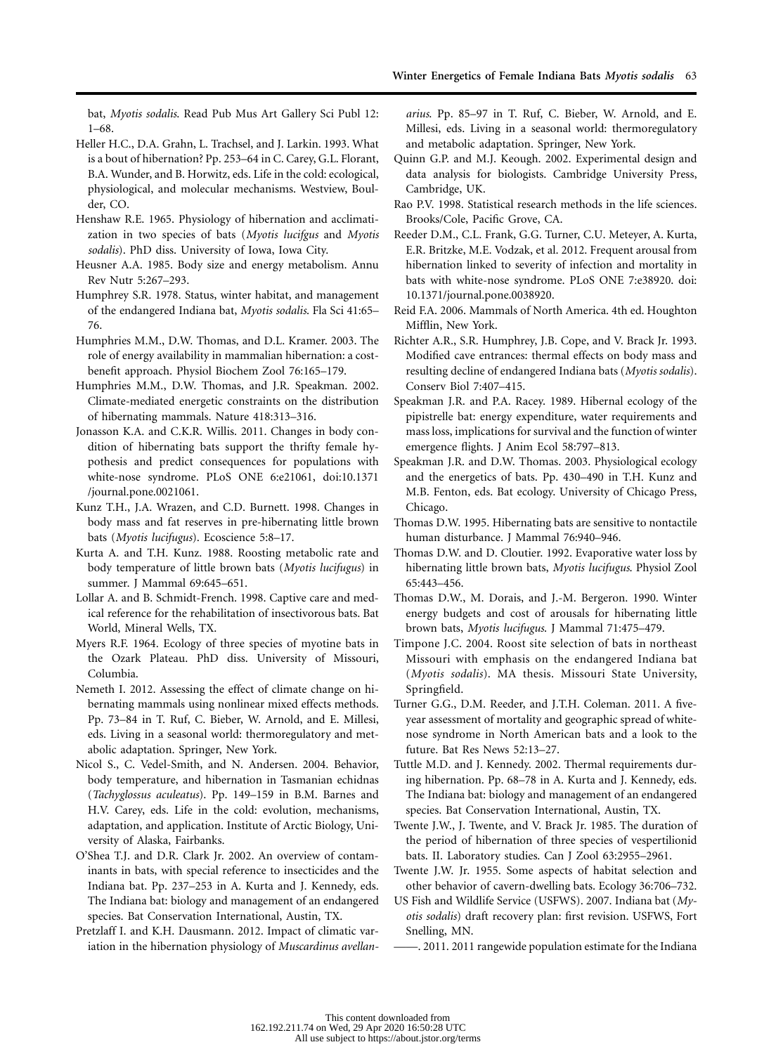bat, *Myotis sodalis*. Read Pub Mus Art Gallery Sci Publ 12: 1–68.

Heller H.C., D.A. Grahn, L. Trachsel, and J. Larkin. 1993. What is a bout of hibernation? Pp. 253–64 in C. Carey, G.L. Florant, B.A. Wunder, and B. Horwitz, eds. Life in the cold: ecological, physiological, and molecular mechanisms. Westview, Boulder, CO.

Henshaw R.E. 1965. Physiology of hibernation and acclimatization in two species of bats (*Myotis lucifgus* and *Myotis sodalis*). PhD diss. University of Iowa, Iowa City.

Heusner A.A. 1985. Body size and energy metabolism. Annu Rev Nutr 5:267–293.

Humphrey S.R. 1978. Status, winter habitat, and management of the endangered Indiana bat, *Myotis sodalis*. Fla Sci 41:65–76.

Humphries M.M., D.W. Thomas, and D.L. Kramer. 2003. The role of energy availability in mammalian hibernation: a cost-benefit approach. Physiol Biochem Zool 76:165–179.

Humphries M.M., D.W. Thomas, and J.R. Speakman. 2002. Climate-mediated energetic constraints on the distribution of hibernating mammals. Nature 418:313–316.

Jonasson K.A. and C.K.R. Willis. 2011. Changes in body condition of hibernating bats support the thrifty female hypothesis and predict consequences for populations with white-nose syndrome. PLoS ONE 6:e21061, doi:10.1371/journal.pone.0021061.

Kunz T.H., J.A. Wrazen, and C.D. Burnett. 1998. Changes in body mass and fat reserves in pre-hibernating little brown bats (*Myotis lucifugus*). Ecoscience 5:8–17.

Kurta A. and T.H. Kunz. 1988. Roosting metabolic rate and body temperature of little brown bats (*Myotis lucifugus*) in summer. J Mammal 69:645–651.

Lollar A. and B. Schmidt-French. 1998. Captive care and medical reference for the rehabilitation of insectivorous bats. Bat World, Mineral Wells, TX.

Myers R.F. 1964. Ecology of three species of myotine bats in the Ozark Plateau. PhD diss. University of Missouri, Columbia.

Nemeth I. 2012. Assessing the effect of climate change on hibernating mammals using nonlinear mixed effects methods. Pp. 73–84 in T. Ruf, C. Bieber, W. Arnold, and E. Millesi, eds. Living in a seasonal world: thermoregulatory and metabolic adaptation. Springer, New York.

Nicol S., C. Vedel-Smith, and N. Andersen. 2004. Behavior, body temperature, and hibernation in Tasmanian echidnas (*Tachyglossus aculeatus*). Pp. 149–159 in B.M. Barnes and H.V. Carey, eds. Life in the cold: evolution, mechanisms, adaptation, and application. Institute of Arctic Biology, University of Alaska, Fairbanks.

O'Shea T.J. and D.R. Clark Jr. 2002. An overview of contaminants in bats, with special reference to insecticides and the Indiana bat. Pp. 237–253 in A. Kurta and J. Kennedy, eds. The Indiana bat: biology and management of an endangered species. Bat Conservation International, Austin, TX.

Pretzlaff I. and K.H. Dausmann. 2012. Impact of climatic variation in the hibernation physiology of *Muscardinus avellanarius*. Pp. 85–97 in T. Ruf, C. Bieber, W. Arnold, and E. Millesi, eds. Living in a seasonal world: thermoregulatory and metabolic adaptation. Springer, New York.

Quinn G.P. and M.J. Keough. 2002. Experimental design and data analysis for biologists. Cambridge University Press, Cambridge, UK.

Rao P.V. 1998. Statistical research methods in the life sciences. Brooks/Cole, Pacific Grove, CA.

Reeder D.M., C.L. Frank, G.G. Turner, C.U. Meteyer, A. Kurta, E.R. Britzke, M.E. Vodzak, et al. 2012. Frequent arousal from hibernation linked to severity of infection and mortality in bats with white-nose syndrome. PLoS ONE 7:e38920. doi:10.1371/journal.pone.0038920.

Reid F.A. 2006. Mammals of North America. 4th ed. Houghton Mifflin, New York.

Richter A.R., S.R. Humphrey, J.B. Cope, and V. Brack Jr. 1993. Modified cave entrances: thermal effects on body mass and resulting decline of endangered Indiana bats (*Myotis sodalis*). Conserv Biol 7:407–415.

Speakman J.R. and P.A. Racey. 1989. Hibernal ecology of the pipistrelle bat: energy expenditure, water requirements and mass loss, implications for survival and the function of winter emergence flights. J Anim Ecol 58:797–813.

Speakman J.R. and D.W. Thomas. 2003. Physiological ecology and the energetics of bats. Pp. 430–490 in T.H. Kunz and M.B. Fenton, eds. Bat ecology. University of Chicago Press, Chicago.

Thomas D.W. 1995. Hibernating bats are sensitive to nontactile human disturbance. J Mammal 76:940–946.

Thomas D.W. and D. Cloutier. 1992. Evaporative water loss by hibernating little brown bats, *Myotis lucifugus*. Physiol Zool 65:443–456.

Thomas D.W., M. Dorais, and J.-M. Bergeron. 1990. Winter energy budgets and cost of arousals for hibernating little brown bats, *Myotis lucifugus*. J Mammal 71:475–479.

Timpone J.C. 2004. Roost site selection of bats in northeast Missouri with emphasis on the endangered Indiana bat (*Myotis sodalis*). MA thesis. Missouri State University, Springfield.

Turner G.G., D.M. Reeder, and J.T.H. Coleman. 2011. A five-year assessment of mortality and geographic spread of white-nose syndrome in North American bats and a look to the future. Bat Res News 52:13–27.

Tuttle M.D. and J. Kennedy. 2002. Thermal requirements during hibernation. Pp. 68–78 in A. Kurta and J. Kennedy, eds. The Indiana bat: biology and management of an endangered species. Bat Conservation International, Austin, TX.

Twente J.W., J. Twente, and V. Brack Jr. 1985. The duration of the period of hibernation of three species of vespertilionid bats. II. Laboratory studies. Can J Zool 63:2955–2961.

Twente J.W. Jr. 1955. Some aspects of habitat selection and other behavior of cavern-dwelling bats. Ecology 36:706–732.

US Fish and Wildlife Service (USFWS). 2007. Indiana bat (*Myotis sodalis*) draft recovery plan: first revision. USFWS, Fort Snelling, MN.

———. 2011. 2011 rangewide population estimate for the Indiana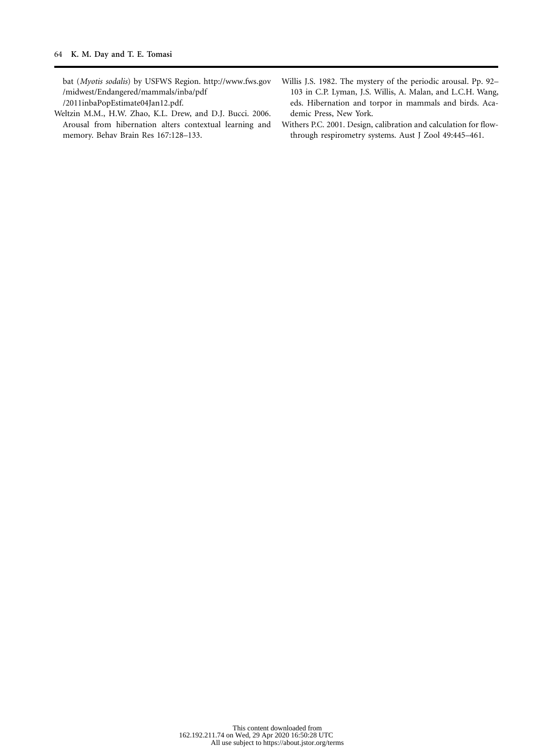bat (*Myotis sodalis*) by USFWS Region. http://www.fws.gov/midwest/Endangered/mammals/inba/pdf/2011inbaPopEstimate04Jan12.pdf.

Weltzin M.M., H.W. Zhao, K.L. Drew, and D.J. Bucci. 2006. Arousal from hibernation alters contextual learning and memory. Behav Brain Res 167:128–133.

Willis J.S. 1982. The mystery of the periodic arousal. Pp. 92–103 in C.P. Lyman, J.S. Willis, A. Malan, and L.C.H. Wang, eds. Hibernation and torpor in mammals and birds. Academic Press, New York.

Withers P.C. 2001. Design, calibration and calculation for flow-through respirometry systems. Aust J Zool 49:445–461.